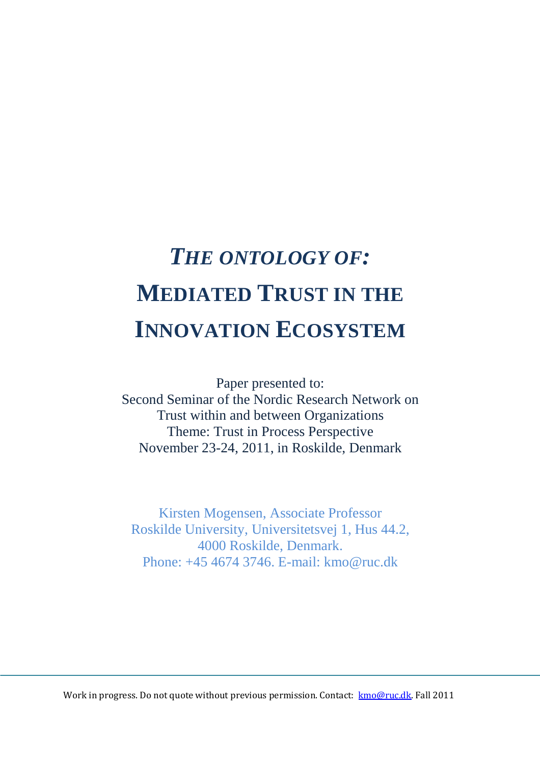# *THE ONTOLOGY OF:* MEDIATED TRUST IN THE INNOVATION ECOSYSTEM

Paper presented to:
Second Seminar of the Nordic Research Network on
Trust within and between Organizations
Theme: Trust in Process Perspective
November 23-24, 2011, in Roskilde, Denmark

Kirsten Mogensen, Associate Professor
Roskilde University, Universitetsvej 1, Hus 44.2,
4000 Roskilde, Denmark.
Phone: +45 4674 3746. E-mail: kmo@ruc.dk

Work in progress. Do not quote without previous permission. Contact: kmo@ruc.dk. Fall 2011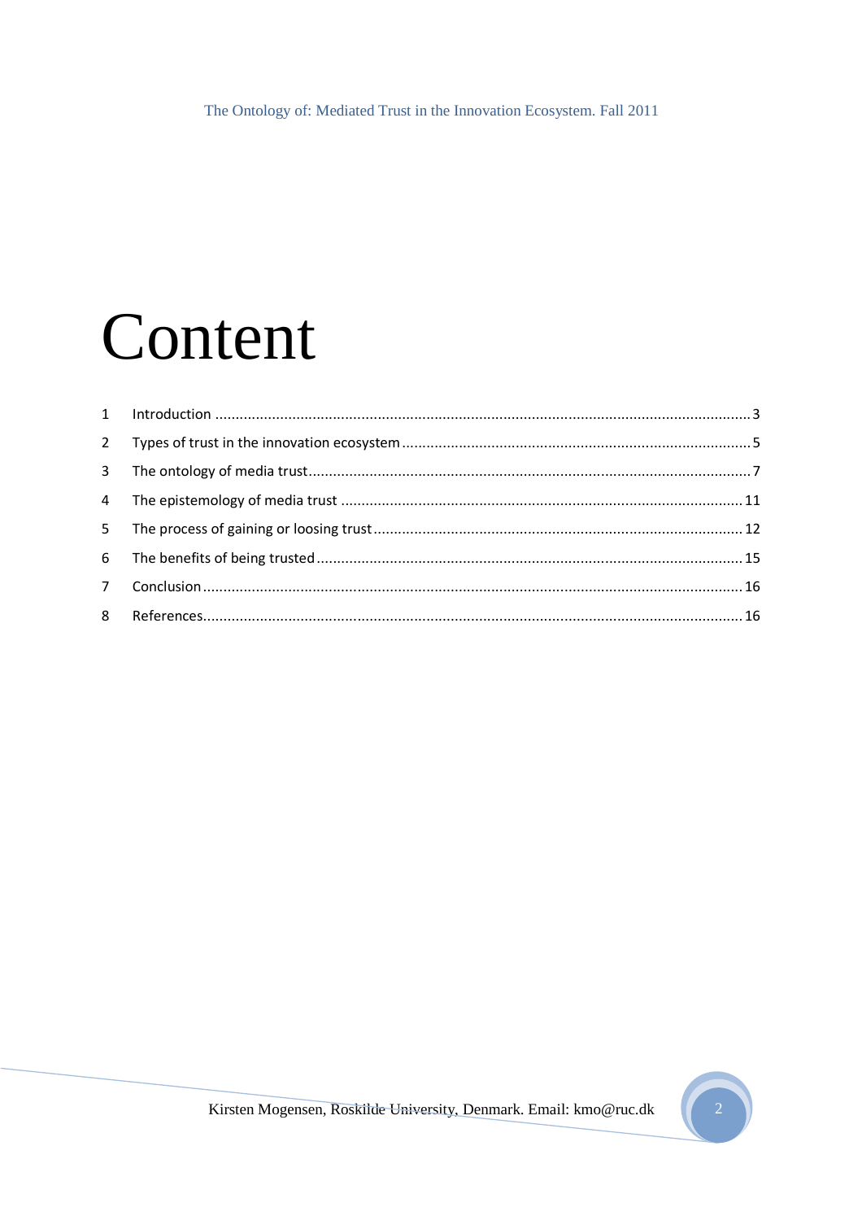# Content

| | | |
|---|---|---|
| 1 | Introduction | 3 |
| 2 | Types of trust in the innovation ecosystem | 5 |
| 3 | The ontology of media trust | 7 |
| 4 | The epistemology of media trust | 11 |
| 5 | The process of gaining or loosing trust | 12 |
| 6 | The benefits of being trusted | 15 |
| 7 | Conclusion | 16 |
| 8 | References | 16 |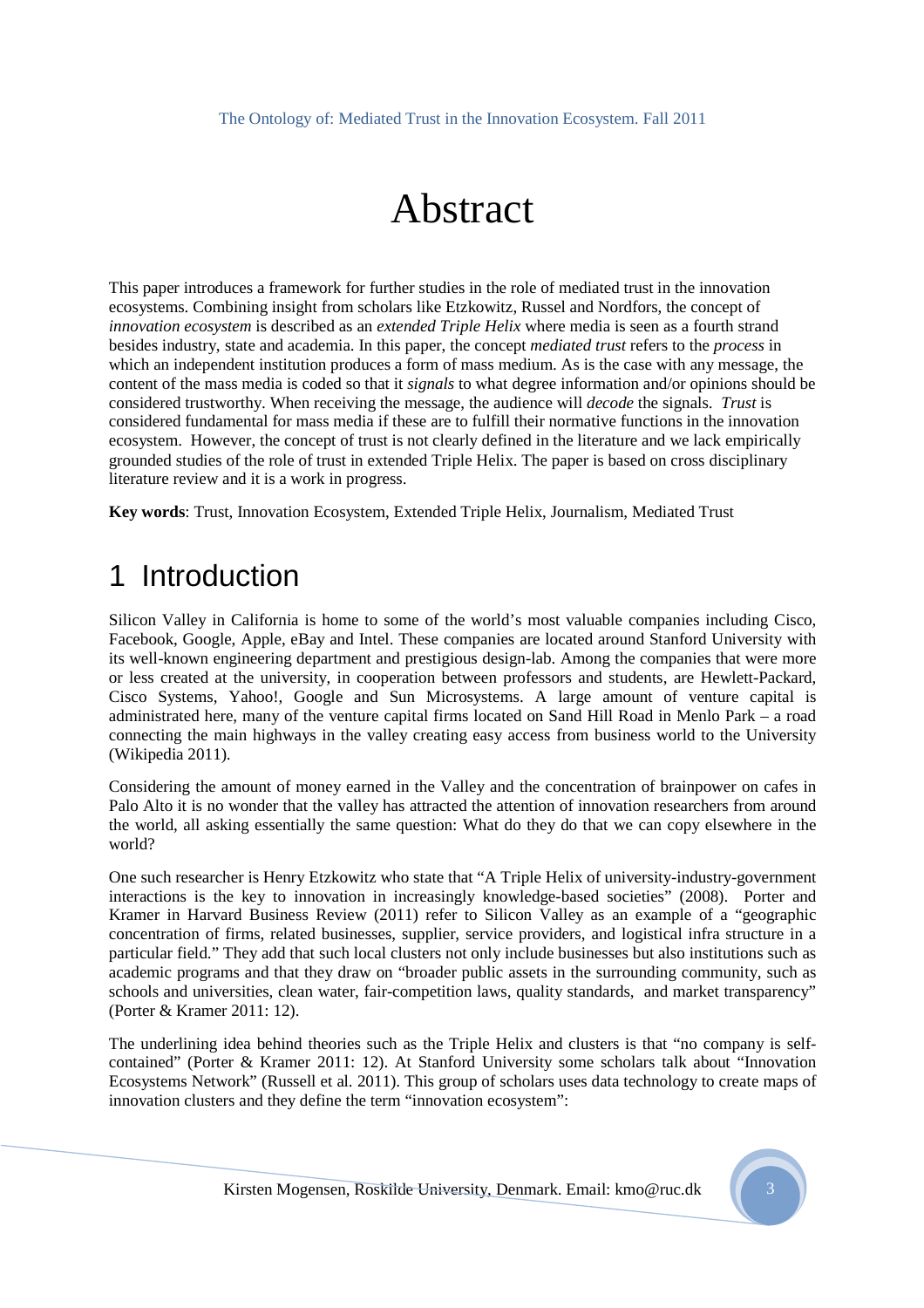# Abstract

This paper introduces a framework for further studies in the role of mediated trust in the innovation ecosystems. Combining insight from scholars like Etzkowitz, Russel and Nordfors, the concept of *innovation ecosystem* is described as an *extended Triple Helix* where media is seen as a fourth strand besides industry, state and academia. In this paper, the concept *mediated trust* refers to the *process* in which an independent institution produces a form of mass medium. As is the case with any message, the content of the mass media is coded so that it *signals* to what degree information and/or opinions should be considered trustworthy. When receiving the message, the audience will *decode* the signals. *Trust* is considered fundamental for mass media if these are to fulfill their normative functions in the innovation ecosystem. However, the concept of trust is not clearly defined in the literature and we lack empirically grounded studies of the role of trust in extended Triple Helix. The paper is based on cross disciplinary literature review and it is a work in progress.

**Key words**: Trust, Innovation Ecosystem, Extended Triple Helix, Journalism, Mediated Trust

# 1 Introduction

Silicon Valley in California is home to some of the world's most valuable companies including Cisco, Facebook, Google, Apple, eBay and Intel. These companies are located around Stanford University with its well-known engineering department and prestigious design-lab. Among the companies that were more or less created at the university, in cooperation between professors and students, are Hewlett-Packard, Cisco Systems, Yahoo!, Google and Sun Microsystems. A large amount of venture capital is administrated here, many of the venture capital firms located on Sand Hill Road in Menlo Park – a road connecting the main highways in the valley creating easy access from business world to the University (Wikipedia 2011).

Considering the amount of money earned in the Valley and the concentration of brainpower on cafes in Palo Alto it is no wonder that the valley has attracted the attention of innovation researchers from around the world, all asking essentially the same question: What do they do that we can copy elsewhere in the world?

One such researcher is Henry Etzkowitz who state that "A Triple Helix of university-industry-government interactions is the key to innovation in increasingly knowledge-based societies" (2008). Porter and Kramer in Harvard Business Review (2011) refer to Silicon Valley as an example of a "geographic concentration of firms, related businesses, supplier, service providers, and logistical infra structure in a particular field." They add that such local clusters not only include businesses but also institutions such as academic programs and that they draw on "broader public assets in the surrounding community, such as schools and universities, clean water, fair-competition laws, quality standards, and market transparency" (Porter & Kramer 2011: 12).

The underlining idea behind theories such as the Triple Helix and clusters is that "no company is self-contained" (Porter & Kramer 2011: 12). At Stanford University some scholars talk about "Innovation Ecosystems Network" (Russell et al. 2011). This group of scholars uses data technology to create maps of innovation clusters and they define the term "innovation ecosystem":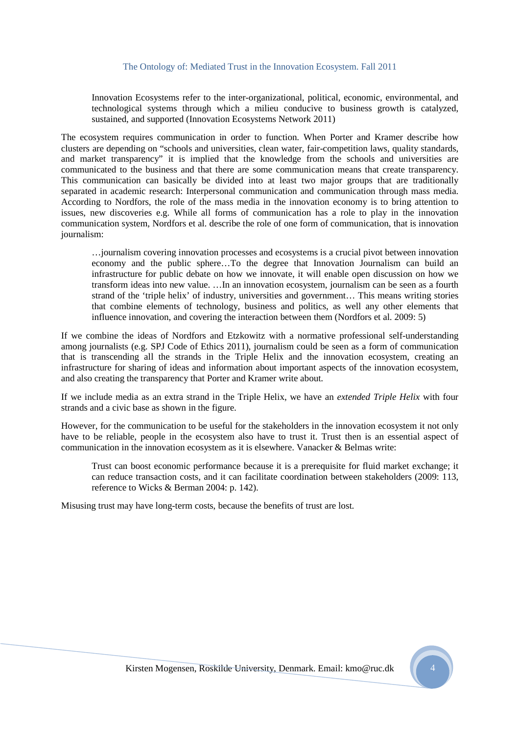> Innovation Ecosystems refer to the inter-organizational, political, economic, environmental, and technological systems through which a milieu conducive to business growth is catalyzed, sustained, and supported (Innovation Ecosystems Network 2011)

The ecosystem requires communication in order to function. When Porter and Kramer describe how clusters are depending on "schools and universities, clean water, fair-competition laws, quality standards, and market transparency" it is implied that the knowledge from the schools and universities are communicated to the business and that there are some communication means that create transparency. This communication can basically be divided into at least two major groups that are traditionally separated in academic research: Interpersonal communication and communication through mass media. According to Nordfors, the role of the mass media in the innovation economy is to bring attention to issues, new discoveries e.g. While all forms of communication has a role to play in the innovation communication system, Nordfors et al. describe the role of one form of communication, that is innovation journalism:

> …journalism covering innovation processes and ecosystems is a crucial pivot between innovation economy and the public sphere…To the degree that Innovation Journalism can build an infrastructure for public debate on how we innovate, it will enable open discussion on how we transform ideas into new value. …In an innovation ecosystem, journalism can be seen as a fourth strand of the 'triple helix' of industry, universities and government… This means writing stories that combine elements of technology, business and politics, as well any other elements that influence innovation, and covering the interaction between them (Nordfors et al. 2009: 5)

If we combine the ideas of Nordfors and Etzkowitz with a normative professional self-understanding among journalists (e.g. SPJ Code of Ethics 2011), journalism could be seen as a form of communication that is transcending all the strands in the Triple Helix and the innovation ecosystem, creating an infrastructure for sharing of ideas and information about important aspects of the innovation ecosystem, and also creating the transparency that Porter and Kramer write about.

If we include media as an extra strand in the Triple Helix, we have an *extended Triple Helix* with four strands and a civic base as shown in the figure.

However, for the communication to be useful for the stakeholders in the innovation ecosystem it not only have to be reliable, people in the ecosystem also have to trust it. Trust then is an essential aspect of communication in the innovation ecosystem as it is elsewhere. Vanacker & Belmas write:

> Trust can boost economic performance because it is a prerequisite for fluid market exchange; it can reduce transaction costs, and it can facilitate coordination between stakeholders (2009: 113, reference to Wicks & Berman 2004: p. 142).

Misusing trust may have long-term costs, because the benefits of trust are lost.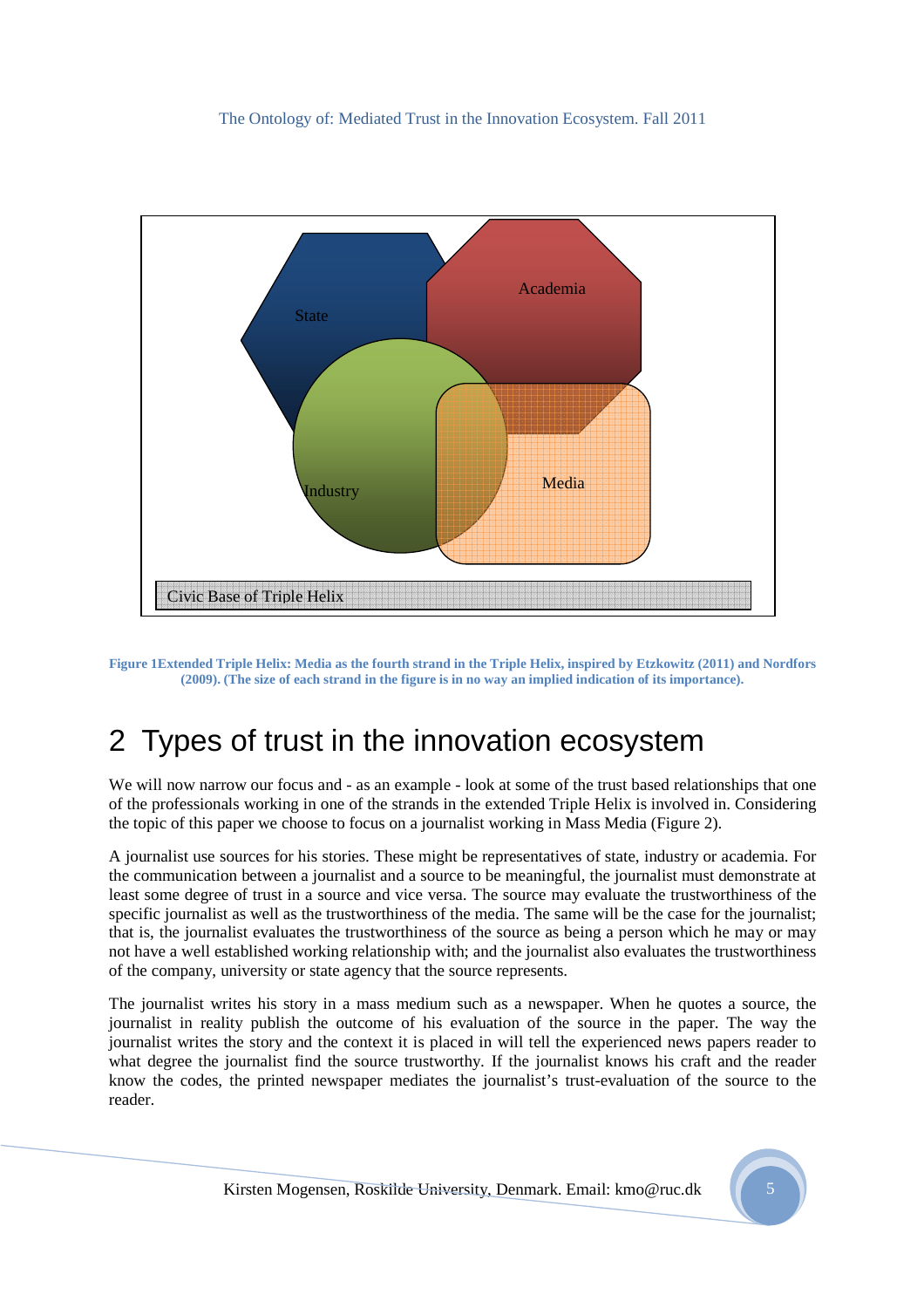**Figure 1Extended Triple Helix: Media as the fourth strand in the Triple Helix, inspired by Etzkowitz (2011) and Nordfors (2009). (The size of each strand in the figure is in no way an implied indication of its importance).**

# 2 Types of trust in the innovation ecosystem

We will now narrow our focus and - as an example - look at some of the trust based relationships that one of the professionals working in one of the strands in the extended Triple Helix is involved in. Considering the topic of this paper we choose to focus on a journalist working in Mass Media (Figure 2).

A journalist use sources for his stories. These might be representatives of state, industry or academia. For the communication between a journalist and a source to be meaningful, the journalist must demonstrate at least some degree of trust in a source and vice versa. The source may evaluate the trustworthiness of the specific journalist as well as the trustworthiness of the media. The same will be the case for the journalist; that is, the journalist evaluates the trustworthiness of the source as being a person which he may or may not have a well established working relationship with; and the journalist also evaluates the trustworthiness of the company, university or state agency that the source represents.

The journalist writes his story in a mass medium such as a newspaper. When he quotes a source, the journalist in reality publish the outcome of his evaluation of the source in the paper. The way the journalist writes the story and the context it is placed in will tell the experienced news papers reader to what degree the journalist find the source trustworthy. If the journalist knows his craft and the reader know the codes, the printed newspaper mediates the journalist's trust-evaluation of the source to the reader.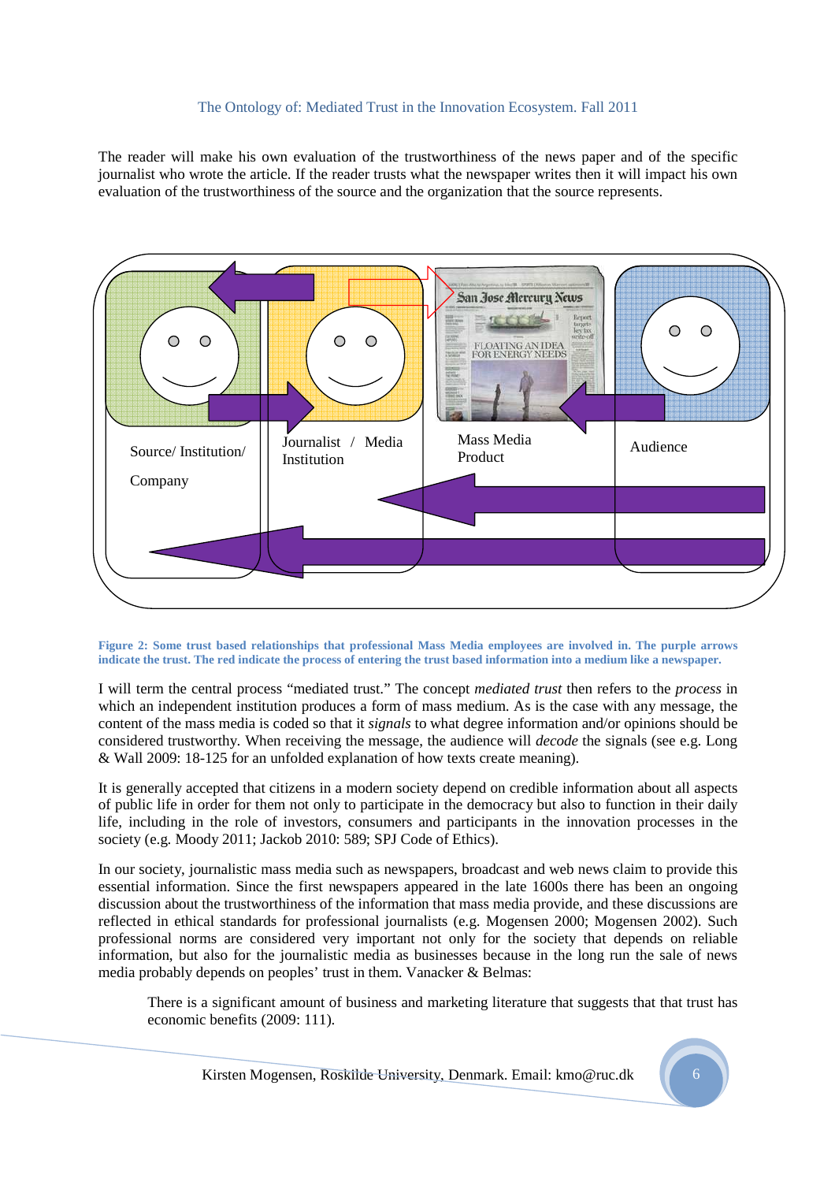The reader will make his own evaluation of the trustworthiness of the news paper and of the specific journalist who wrote the article. If the reader trusts what the newspaper writes then it will impact his own evaluation of the trustworthiness of the source and the organization that the source represents.

Source/ Institution/ Company

Journalist / Media Institution

Mass Media Product

Audience

**Figure 2: Some trust based relationships that professional Mass Media employees are involved in. The purple arrows indicate the trust. The red indicate the process of entering the trust based information into a medium like a newspaper.**

I will term the central process "mediated trust." The concept *mediated trust* then refers to the *process* in which an independent institution produces a form of mass medium. As is the case with any message, the content of the mass media is coded so that it *signals* to what degree information and/or opinions should be considered trustworthy. When receiving the message, the audience will *decode* the signals (see e.g. Long & Wall 2009: 18-125 for an unfolded explanation of how texts create meaning).

It is generally accepted that citizens in a modern society depend on credible information about all aspects of public life in order for them not only to participate in the democracy but also to function in their daily life, including in the role of investors, consumers and participants in the innovation processes in the society (e.g. Moody 2011; Jackob 2010: 589; SPJ Code of Ethics).

In our society, journalistic mass media such as newspapers, broadcast and web news claim to provide this essential information. Since the first newspapers appeared in the late 1600s there has been an ongoing discussion about the trustworthiness of the information that mass media provide, and these discussions are reflected in ethical standards for professional journalists (e.g. Mogensen 2000; Mogensen 2002). Such professional norms are considered very important not only for the society that depends on reliable information, but also for the journalistic media as businesses because in the long run the sale of news media probably depends on peoples' trust in them. Vanacker & Belmas:

> There is a significant amount of business and marketing literature that suggests that that trust has economic benefits (2009: 111).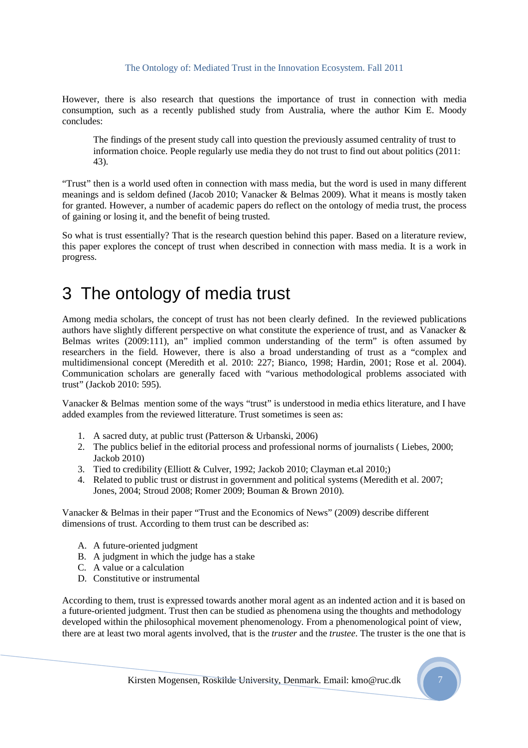However, there is also research that questions the importance of trust in connection with media consumption, such as a recently published study from Australia, where the author Kim E. Moody concludes:

> The findings of the present study call into question the previously assumed centrality of trust to information choice. People regularly use media they do not trust to find out about politics (2011: 43).

"Trust" then is a world used often in connection with mass media, but the word is used in many different meanings and is seldom defined (Jacob 2010; Vanacker & Belmas 2009). What it means is mostly taken for granted. However, a number of academic papers do reflect on the ontology of media trust, the process of gaining or losing it, and the benefit of being trusted.

So what is trust essentially? That is the research question behind this paper. Based on a literature review, this paper explores the concept of trust when described in connection with mass media. It is a work in progress.

# 3 The ontology of media trust

Among media scholars, the concept of trust has not been clearly defined. In the reviewed publications authors have slightly different perspective on what constitute the experience of trust, and as Vanacker & Belmas writes (2009:111), an" implied common understanding of the term" is often assumed by researchers in the field. However, there is also a broad understanding of trust as a "complex and multidimensional concept (Meredith et al. 2010: 227; Bianco, 1998; Hardin, 2001; Rose et al. 2004). Communication scholars are generally faced with "various methodological problems associated with trust" (Jackob 2010: 595).

Vanacker & Belmas mention some of the ways "trust" is understood in media ethics literature, and I have added examples from the reviewed litterature. Trust sometimes is seen as:

1. A sacred duty, at public trust (Patterson & Urbanski, 2006)
2. The publics belief in the editorial process and professional norms of journalists ( Liebes, 2000; Jackob 2010)
3. Tied to credibility (Elliott & Culver, 1992; Jackob 2010; Clayman et.al 2010;)
4. Related to public trust or distrust in government and political systems (Meredith et al. 2007; Jones, 2004; Stroud 2008; Romer 2009; Bouman & Brown 2010).

Vanacker & Belmas in their paper "Trust and the Economics of News" (2009) describe different dimensions of trust. According to them trust can be described as:

A. A future-oriented judgment
B. A judgment in which the judge has a stake
C. A value or a calculation
D. Constitutive or instrumental

According to them, trust is expressed towards another moral agent as an indented action and it is based on a future-oriented judgment. Trust then can be studied as phenomena using the thoughts and methodology developed within the philosophical movement phenomenology. From a phenomenological point of view, there are at least two moral agents involved, that is the *truster* and the *trustee*. The truster is the one that is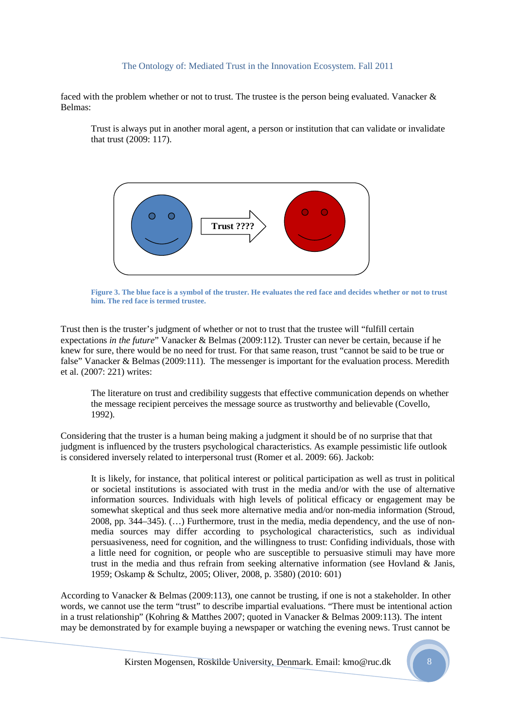faced with the problem whether or not to trust. The trustee is the person being evaluated. Vanacker & Belmas:

> Trust is always put in another moral agent, a person or institution that can validate or invalidate that trust (2009: 117).

**Figure 3. The blue face is a symbol of the truster. He evaluates the red face and decides whether or not to trust him. The red face is termed trustee.**

Trust then is the truster's judgment of whether or not to trust that the trustee will "fulfill certain expectations *in the future*" Vanacker & Belmas (2009:112). Truster can never be certain, because if he knew for sure, there would be no need for trust. For that same reason, trust "cannot be said to be true or false" Vanacker & Belmas (2009:111). The messenger is important for the evaluation process. Meredith et al. (2007: 221) writes:

> The literature on trust and credibility suggests that effective communication depends on whether the message recipient perceives the message source as trustworthy and believable (Covello, 1992).

Considering that the truster is a human being making a judgment it should be of no surprise that that judgment is influenced by the trusters psychological characteristics. As example pessimistic life outlook is considered inversely related to interpersonal trust (Romer et al. 2009: 66). Jackob:

> It is likely, for instance, that political interest or political participation as well as trust in political or societal institutions is associated with trust in the media and/or with the use of alternative information sources. Individuals with high levels of political efficacy or engagement may be somewhat skeptical and thus seek more alternative media and/or non-media information (Stroud, 2008, pp. 344–345). (…) Furthermore, trust in the media, media dependency, and the use of non-media sources may differ according to psychological characteristics, such as individual persuasiveness, need for cognition, and the willingness to trust: Confiding individuals, those with a little need for cognition, or people who are susceptible to persuasive stimuli may have more trust in the media and thus refrain from seeking alternative information (see Hovland & Janis, 1959; Oskamp & Schultz, 2005; Oliver, 2008, p. 3580) (2010: 601)

According to Vanacker & Belmas (2009:113), one cannot be trusting, if one is not a stakeholder. In other words, we cannot use the term "trust" to describe impartial evaluations. "There must be intentional action in a trust relationship" (Kohring & Matthes 2007; quoted in Vanacker & Belmas 2009:113). The intent may be demonstrated by for example buying a newspaper or watching the evening news. Trust cannot be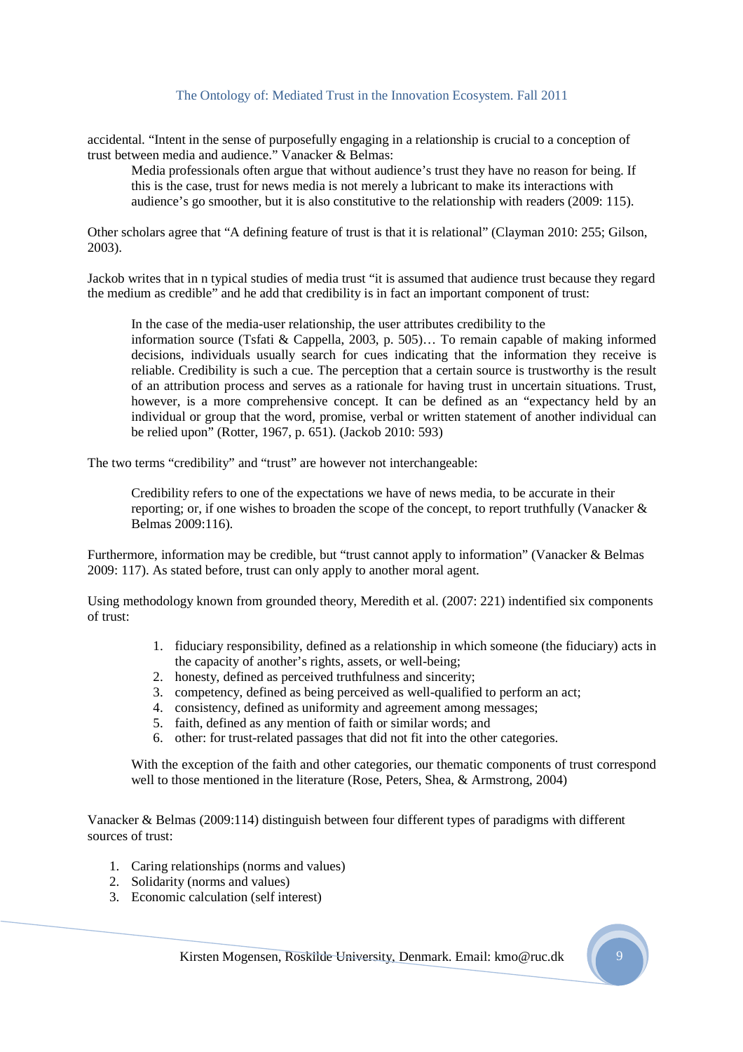accidental. "Intent in the sense of purposefully engaging in a relationship is crucial to a conception of trust between media and audience." Vanacker & Belmas:

> Media professionals often argue that without audience's trust they have no reason for being. If this is the case, trust for news media is not merely a lubricant to make its interactions with audience's go smoother, but it is also constitutive to the relationship with readers (2009: 115).

Other scholars agree that "A defining feature of trust is that it is relational" (Clayman 2010: 255; Gilson, 2003).

Jackob writes that in n typical studies of media trust "it is assumed that audience trust because they regard the medium as credible" and he add that credibility is in fact an important component of trust:

> In the case of the media-user relationship, the user attributes credibility to the information source (Tsfati & Cappella, 2003, p. 505)… To remain capable of making informed decisions, individuals usually search for cues indicating that the information they receive is reliable. Credibility is such a cue. The perception that a certain source is trustworthy is the result of an attribution process and serves as a rationale for having trust in uncertain situations. Trust, however, is a more comprehensive concept. It can be defined as an "expectancy held by an individual or group that the word, promise, verbal or written statement of another individual can be relied upon" (Rotter, 1967, p. 651). (Jackob 2010: 593)

The two terms "credibility" and "trust" are however not interchangeable:

> Credibility refers to one of the expectations we have of news media, to be accurate in their reporting; or, if one wishes to broaden the scope of the concept, to report truthfully (Vanacker & Belmas 2009:116).

Furthermore, information may be credible, but "trust cannot apply to information" (Vanacker & Belmas 2009: 117). As stated before, trust can only apply to another moral agent.

Using methodology known from grounded theory, Meredith et al. (2007: 221) indentified six components of trust:

> 1. fiduciary responsibility, defined as a relationship in which someone (the fiduciary) acts in the capacity of another's rights, assets, or well-being;
> 2. honesty, defined as perceived truthfulness and sincerity;
> 3. competency, defined as being perceived as well-qualified to perform an act;
> 4. consistency, defined as uniformity and agreement among messages;
> 5. faith, defined as any mention of faith or similar words; and
> 6. other: for trust-related passages that did not fit into the other categories.
>
> With the exception of the faith and other categories, our thematic components of trust correspond well to those mentioned in the literature (Rose, Peters, Shea, & Armstrong, 2004)

Vanacker & Belmas (2009:114) distinguish between four different types of paradigms with different sources of trust:

1. Caring relationships (norms and values)
2. Solidarity (norms and values)
3. Economic calculation (self interest)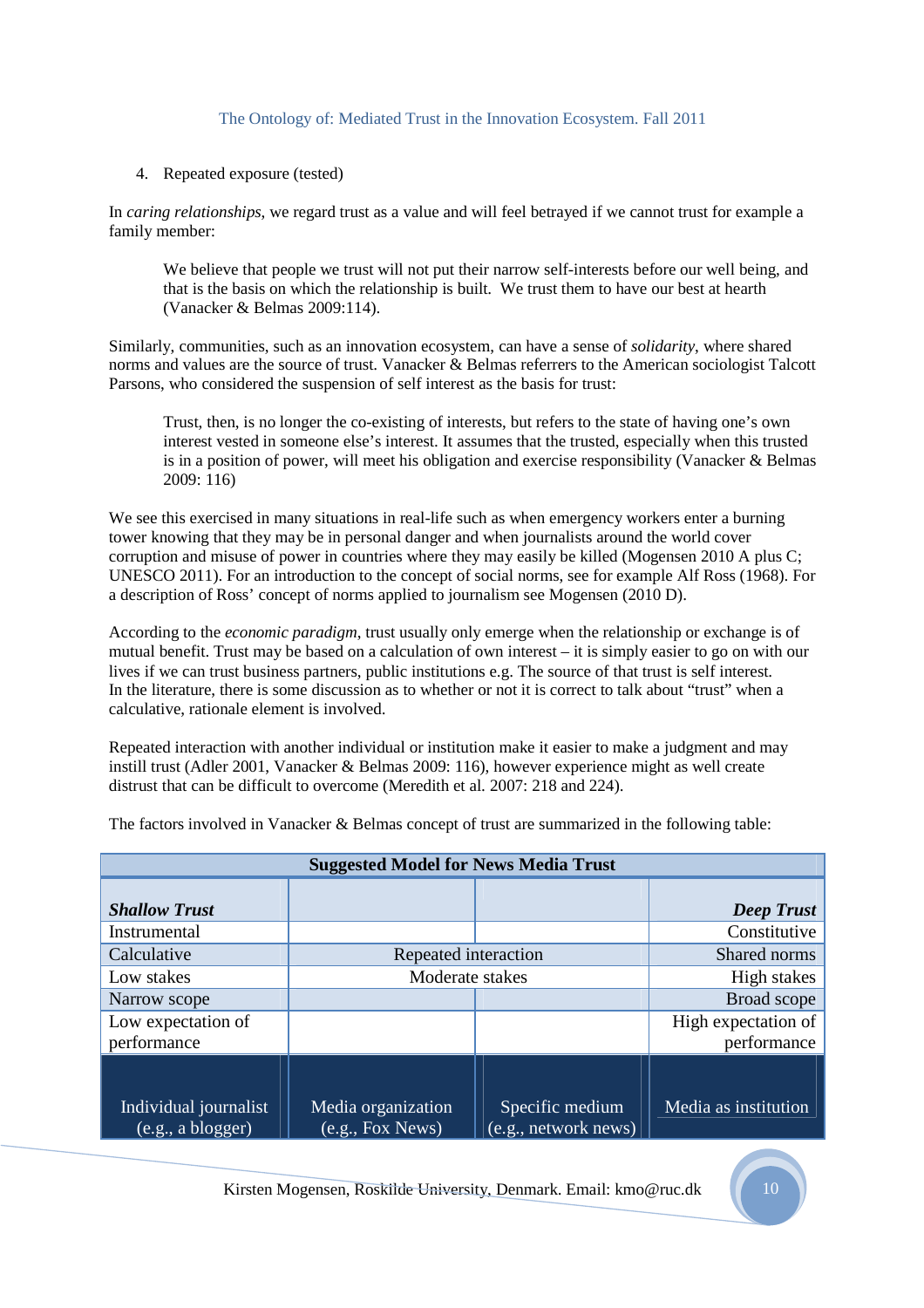4. Repeated exposure (tested)

In *caring relationships*, we regard trust as a value and will feel betrayed if we cannot trust for example a family member:

> We believe that people we trust will not put their narrow self-interests before our well being, and that is the basis on which the relationship is built. We trust them to have our best at hearth (Vanacker & Belmas 2009:114).

Similarly, communities, such as an innovation ecosystem, can have a sense of *solidarity*, where shared norms and values are the source of trust. Vanacker & Belmas referrers to the American sociologist Talcott Parsons, who considered the suspension of self interest as the basis for trust:

> Trust, then, is no longer the co-existing of interests, but refers to the state of having one's own interest vested in someone else's interest. It assumes that the trusted, especially when this trusted is in a position of power, will meet his obligation and exercise responsibility (Vanacker & Belmas 2009: 116)

We see this exercised in many situations in real-life such as when emergency workers enter a burning tower knowing that they may be in personal danger and when journalists around the world cover corruption and misuse of power in countries where they may easily be killed (Mogensen 2010 A plus C; UNESCO 2011). For an introduction to the concept of social norms, see for example Alf Ross (1968). For a description of Ross' concept of norms applied to journalism see Mogensen (2010 D).

According to the *economic paradigm*, trust usually only emerge when the relationship or exchange is of mutual benefit. Trust may be based on a calculation of own interest – it is simply easier to go on with our lives if we can trust business partners, public institutions e.g. The source of that trust is self interest. In the literature, there is some discussion as to whether or not it is correct to talk about "trust" when a calculative, rationale element is involved.

Repeated interaction with another individual or institution make it easier to make a judgment and may instill trust (Adler 2001, Vanacker & Belmas 2009: 116), however experience might as well create distrust that can be difficult to overcome (Meredith et al. 2007: 218 and 224).

The factors involved in Vanacker & Belmas concept of trust are summarized in the following table:

| Suggested Model for News Media Trust | | | |
|---|---|---|---|
| ***Shallow Trust*** | | | ***Deep Trust*** |
| Instrumental | | | Constitutive |
| Calculative | Repeated interaction | | Shared norms |
| Low stakes | Moderate stakes | | High stakes |
| Narrow scope | | | Broad scope |
| Low expectation of performance | | | High expectation of performance |
| Individual journalist (e.g., a blogger) | Media organization (e.g., Fox News) | Specific medium (e.g., network news) | Media as institution |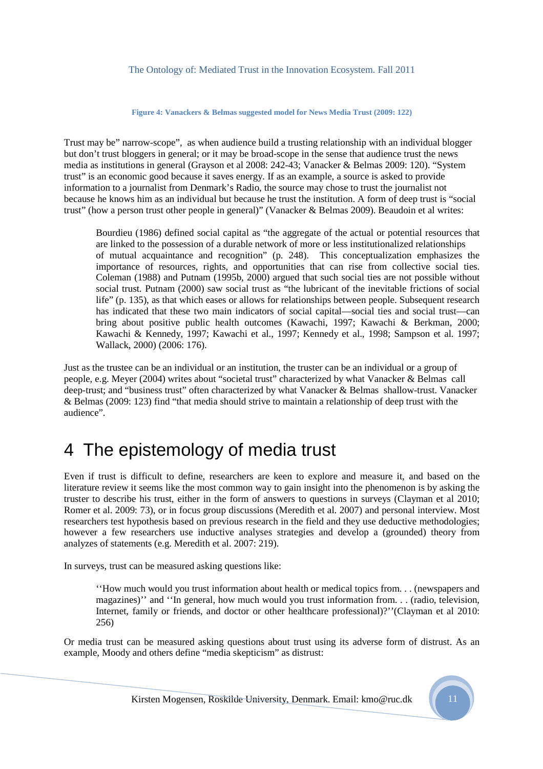**Figure 4: Vanackers & Belmas suggested model for News Media Trust (2009: 122)**

Trust may be" narrow-scope", as when audience build a trusting relationship with an individual blogger but don't trust bloggers in general; or it may be broad-scope in the sense that audience trust the news media as institutions in general (Grayson et al 2008: 242-43; Vanacker & Belmas 2009: 120). "System trust" is an economic good because it saves energy. If as an example, a source is asked to provide information to a journalist from Denmark's Radio, the source may chose to trust the journalist not because he knows him as an individual but because he trust the institution. A form of deep trust is "social trust" (how a person trust other people in general)" (Vanacker & Belmas 2009). Beaudoin et al writes:

> Bourdieu (1986) defined social capital as "the aggregate of the actual or potential resources that are linked to the possession of a durable network of more or less institutionalized relationships of mutual acquaintance and recognition" (p. 248). This conceptualization emphasizes the importance of resources, rights, and opportunities that can rise from collective social ties. Coleman (1988) and Putnam (1995b, 2000) argued that such social ties are not possible without social trust. Putnam (2000) saw social trust as "the lubricant of the inevitable frictions of social life" (p. 135), as that which eases or allows for relationships between people. Subsequent research has indicated that these two main indicators of social capital—social ties and social trust—can bring about positive public health outcomes (Kawachi, 1997; Kawachi & Berkman, 2000; Kawachi & Kennedy, 1997; Kawachi et al., 1997; Kennedy et al., 1998; Sampson et al. 1997; Wallack, 2000) (2006: 176).

Just as the trustee can be an individual or an institution, the truster can be an individual or a group of people, e.g. Meyer (2004) writes about "societal trust" characterized by what Vanacker & Belmas call deep-trust; and "business trust" often characterized by what Vanacker & Belmas shallow-trust. Vanacker & Belmas (2009: 123) find "that media should strive to maintain a relationship of deep trust with the audience".

# 4 The epistemology of media trust

Even if trust is difficult to define, researchers are keen to explore and measure it, and based on the literature review it seems like the most common way to gain insight into the phenomenon is by asking the truster to describe his trust, either in the form of answers to questions in surveys (Clayman et al 2010; Romer et al. 2009: 73), or in focus group discussions (Meredith et al. 2007) and personal interview. Most researchers test hypothesis based on previous research in the field and they use deductive methodologies; however a few researchers use inductive analyses strategies and develop a (grounded) theory from analyzes of statements (e.g. Meredith et al. 2007: 219).

In surveys, trust can be measured asking questions like:

> ''How much would you trust information about health or medical topics from. . . (newspapers and magazines)'' and ''In general, how much would you trust information from. . . (radio, television, Internet, family or friends, and doctor or other healthcare professional)?''(Clayman et al 2010: 256)

Or media trust can be measured asking questions about trust using its adverse form of distrust. As an example, Moody and others define "media skepticism" as distrust: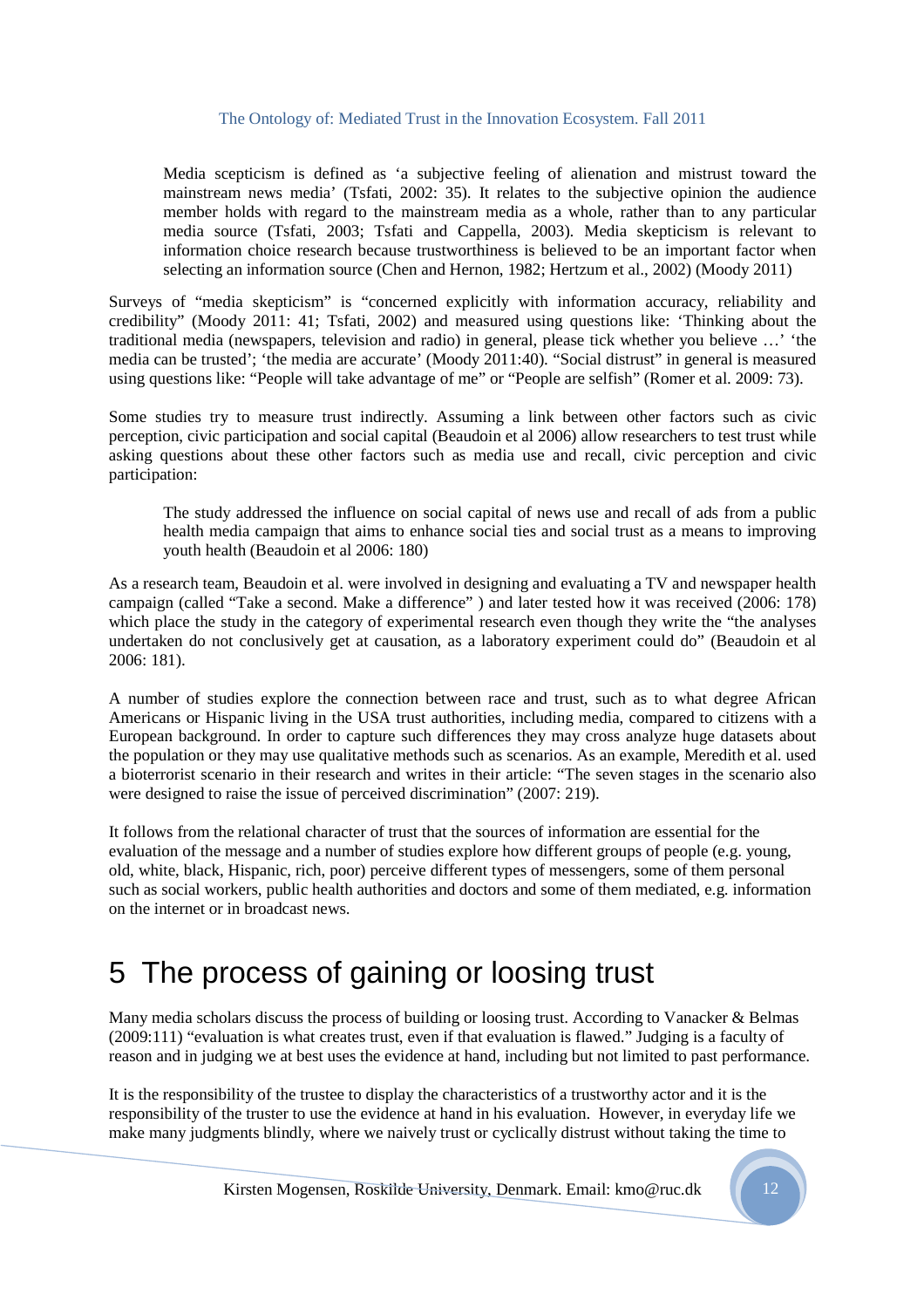> Media scepticism is defined as 'a subjective feeling of alienation and mistrust toward the mainstream news media' (Tsfati, 2002: 35). It relates to the subjective opinion the audience member holds with regard to the mainstream media as a whole, rather than to any particular media source (Tsfati, 2003; Tsfati and Cappella, 2003). Media skepticism is relevant to information choice research because trustworthiness is believed to be an important factor when selecting an information source (Chen and Hernon, 1982; Hertzum et al., 2002) (Moody 2011)

Surveys of "media skepticism" is "concerned explicitly with information accuracy, reliability and credibility" (Moody 2011: 41; Tsfati, 2002) and measured using questions like: 'Thinking about the traditional media (newspapers, television and radio) in general, please tick whether you believe …' 'the media can be trusted'; 'the media are accurate' (Moody 2011:40). "Social distrust" in general is measured using questions like: "People will take advantage of me" or "People are selfish" (Romer et al. 2009: 73).

Some studies try to measure trust indirectly. Assuming a link between other factors such as civic perception, civic participation and social capital (Beaudoin et al 2006) allow researchers to test trust while asking questions about these other factors such as media use and recall, civic perception and civic participation:

> The study addressed the influence on social capital of news use and recall of ads from a public health media campaign that aims to enhance social ties and social trust as a means to improving youth health (Beaudoin et al 2006: 180)

As a research team, Beaudoin et al. were involved in designing and evaluating a TV and newspaper health campaign (called "Take a second. Make a difference" ) and later tested how it was received (2006: 178) which place the study in the category of experimental research even though they write the "the analyses undertaken do not conclusively get at causation, as a laboratory experiment could do" (Beaudoin et al 2006: 181).

A number of studies explore the connection between race and trust, such as to what degree African Americans or Hispanic living in the USA trust authorities, including media, compared to citizens with a European background. In order to capture such differences they may cross analyze huge datasets about the population or they may use qualitative methods such as scenarios. As an example, Meredith et al. used a bioterrorist scenario in their research and writes in their article: "The seven stages in the scenario also were designed to raise the issue of perceived discrimination" (2007: 219).

It follows from the relational character of trust that the sources of information are essential for the evaluation of the message and a number of studies explore how different groups of people (e.g. young, old, white, black, Hispanic, rich, poor) perceive different types of messengers, some of them personal such as social workers, public health authorities and doctors and some of them mediated, e.g. information on the internet or in broadcast news.

# 5 The process of gaining or loosing trust

Many media scholars discuss the process of building or loosing trust. According to Vanacker & Belmas (2009:111) "evaluation is what creates trust, even if that evaluation is flawed." Judging is a faculty of reason and in judging we at best uses the evidence at hand, including but not limited to past performance.

It is the responsibility of the trustee to display the characteristics of a trustworthy actor and it is the responsibility of the truster to use the evidence at hand in his evaluation. However, in everyday life we make many judgments blindly, where we naively trust or cyclically distrust without taking the time to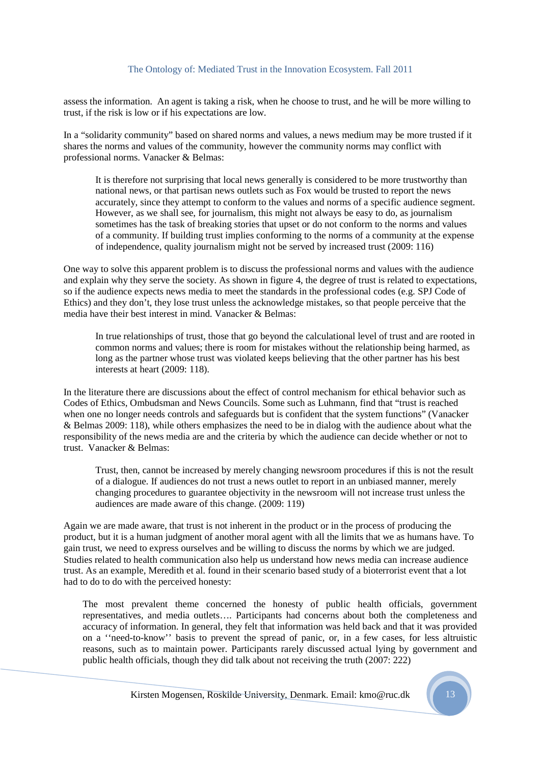assess the information. An agent is taking a risk, when he choose to trust, and he will be more willing to trust, if the risk is low or if his expectations are low.

In a "solidarity community" based on shared norms and values, a news medium may be more trusted if it shares the norms and values of the community, however the community norms may conflict with professional norms. Vanacker & Belmas:

> It is therefore not surprising that local news generally is considered to be more trustworthy than national news, or that partisan news outlets such as Fox would be trusted to report the news accurately, since they attempt to conform to the values and norms of a specific audience segment. However, as we shall see, for journalism, this might not always be easy to do, as journalism sometimes has the task of breaking stories that upset or do not conform to the norms and values of a community. If building trust implies conforming to the norms of a community at the expense of independence, quality journalism might not be served by increased trust (2009: 116)

One way to solve this apparent problem is to discuss the professional norms and values with the audience and explain why they serve the society. As shown in figure 4, the degree of trust is related to expectations, so if the audience expects news media to meet the standards in the professional codes (e.g. SPJ Code of Ethics) and they don't, they lose trust unless the acknowledge mistakes, so that people perceive that the media have their best interest in mind. Vanacker & Belmas:

> In true relationships of trust, those that go beyond the calculational level of trust and are rooted in common norms and values; there is room for mistakes without the relationship being harmed, as long as the partner whose trust was violated keeps believing that the other partner has his best interests at heart (2009: 118).

In the literature there are discussions about the effect of control mechanism for ethical behavior such as Codes of Ethics, Ombudsman and News Councils. Some such as Luhmann, find that "trust is reached when one no longer needs controls and safeguards but is confident that the system functions" (Vanacker & Belmas 2009: 118), while others emphasizes the need to be in dialog with the audience about what the responsibility of the news media are and the criteria by which the audience can decide whether or not to trust. Vanacker & Belmas:

> Trust, then, cannot be increased by merely changing newsroom procedures if this is not the result of a dialogue. If audiences do not trust a news outlet to report in an unbiased manner, merely changing procedures to guarantee objectivity in the newsroom will not increase trust unless the audiences are made aware of this change. (2009: 119)

Again we are made aware, that trust is not inherent in the product or in the process of producing the product, but it is a human judgment of another moral agent with all the limits that we as humans have. To gain trust, we need to express ourselves and be willing to discuss the norms by which we are judged. Studies related to health communication also help us understand how news media can increase audience trust. As an example, Meredith et al. found in their scenario based study of a bioterrorist event that a lot had to do to do with the perceived honesty:

> The most prevalent theme concerned the honesty of public health officials, government representatives, and media outlets…. Participants had concerns about both the completeness and accuracy of information. In general, they felt that information was held back and that it was provided on a ''need-to-know'' basis to prevent the spread of panic, or, in a few cases, for less altruistic reasons, such as to maintain power. Participants rarely discussed actual lying by government and public health officials, though they did talk about not receiving the truth (2007: 222)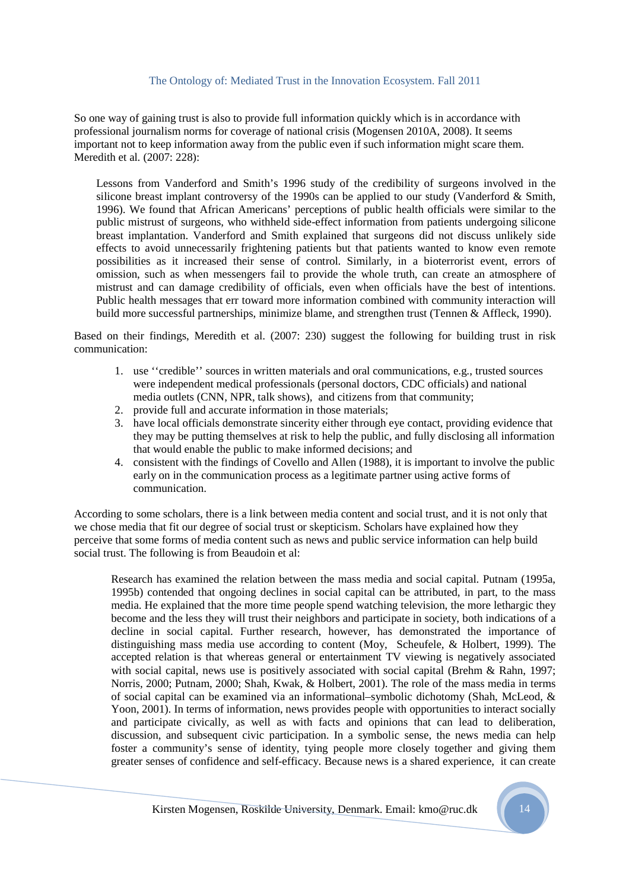So one way of gaining trust is also to provide full information quickly which is in accordance with professional journalism norms for coverage of national crisis (Mogensen 2010A, 2008). It seems important not to keep information away from the public even if such information might scare them. Meredith et al. (2007: 228):

> Lessons from Vanderford and Smith's 1996 study of the credibility of surgeons involved in the silicone breast implant controversy of the 1990s can be applied to our study (Vanderford & Smith, 1996). We found that African Americans' perceptions of public health officials were similar to the public mistrust of surgeons, who withheld side-effect information from patients undergoing silicone breast implantation. Vanderford and Smith explained that surgeons did not discuss unlikely side effects to avoid unnecessarily frightening patients but that patients wanted to know even remote possibilities as it increased their sense of control. Similarly, in a bioterrorist event, errors of omission, such as when messengers fail to provide the whole truth, can create an atmosphere of mistrust and can damage credibility of officials, even when officials have the best of intentions. Public health messages that err toward more information combined with community interaction will build more successful partnerships, minimize blame, and strengthen trust (Tennen & Affleck, 1990).

Based on their findings, Meredith et al. (2007: 230) suggest the following for building trust in risk communication:

1. use ''credible'' sources in written materials and oral communications, e.g., trusted sources were independent medical professionals (personal doctors, CDC officials) and national media outlets (CNN, NPR, talk shows), and citizens from that community;
2. provide full and accurate information in those materials;
3. have local officials demonstrate sincerity either through eye contact, providing evidence that they may be putting themselves at risk to help the public, and fully disclosing all information that would enable the public to make informed decisions; and
4. consistent with the findings of Covello and Allen (1988), it is important to involve the public early on in the communication process as a legitimate partner using active forms of communication.

According to some scholars, there is a link between media content and social trust, and it is not only that we chose media that fit our degree of social trust or skepticism. Scholars have explained how they perceive that some forms of media content such as news and public service information can help build social trust. The following is from Beaudoin et al:

> Research has examined the relation between the mass media and social capital. Putnam (1995a, 1995b) contended that ongoing declines in social capital can be attributed, in part, to the mass media. He explained that the more time people spend watching television, the more lethargic they become and the less they will trust their neighbors and participate in society, both indications of a decline in social capital. Further research, however, has demonstrated the importance of distinguishing mass media use according to content (Moy, Scheufele, & Holbert, 1999). The accepted relation is that whereas general or entertainment TV viewing is negatively associated with social capital, news use is positively associated with social capital (Brehm & Rahn, 1997; Norris, 2000; Putnam, 2000; Shah, Kwak, & Holbert, 2001). The role of the mass media in terms of social capital can be examined via an informational–symbolic dichotomy (Shah, McLeod, & Yoon, 2001). In terms of information, news provides people with opportunities to interact socially and participate civically, as well as with facts and opinions that can lead to deliberation, discussion, and subsequent civic participation. In a symbolic sense, the news media can help foster a community's sense of identity, tying people more closely together and giving them greater senses of confidence and self-efficacy. Because news is a shared experience, it can create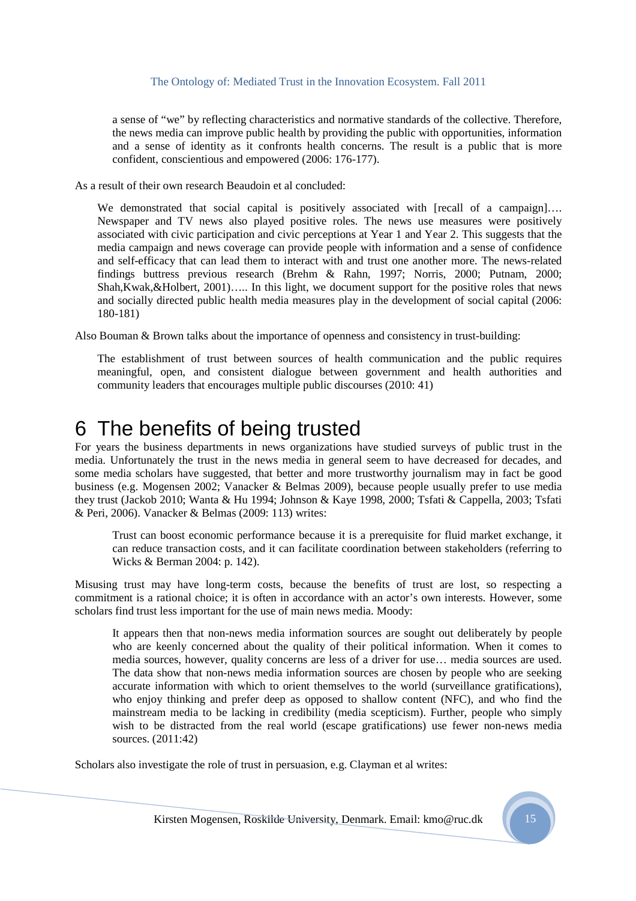> a sense of "we" by reflecting characteristics and normative standards of the collective. Therefore, the news media can improve public health by providing the public with opportunities, information and a sense of identity as it confronts health concerns. The result is a public that is more confident, conscientious and empowered (2006: 176-177).

As a result of their own research Beaudoin et al concluded:

> We demonstrated that social capital is positively associated with [recall of a campaign]…. Newspaper and TV news also played positive roles. The news use measures were positively associated with civic participation and civic perceptions at Year 1 and Year 2. This suggests that the media campaign and news coverage can provide people with information and a sense of confidence and self-efficacy that can lead them to interact with and trust one another more. The news-related findings buttress previous research (Brehm & Rahn, 1997; Norris, 2000; Putnam, 2000; Shah,Kwak,&Holbert, 2001)….. In this light, we document support for the positive roles that news and socially directed public health media measures play in the development of social capital (2006: 180-181)

Also Bouman & Brown talks about the importance of openness and consistency in trust-building:

> The establishment of trust between sources of health communication and the public requires meaningful, open, and consistent dialogue between government and health authorities and community leaders that encourages multiple public discourses (2010: 41)

# 6 The benefits of being trusted

For years the business departments in news organizations have studied surveys of public trust in the media. Unfortunately the trust in the news media in general seem to have decreased for decades, and some media scholars have suggested, that better and more trustworthy journalism may in fact be good business (e.g. Mogensen 2002; Vanacker & Belmas 2009), because people usually prefer to use media they trust (Jackob 2010; Wanta & Hu 1994; Johnson & Kaye 1998, 2000; Tsfati & Cappella, 2003; Tsfati & Peri, 2006). Vanacker & Belmas (2009: 113) writes:

> Trust can boost economic performance because it is a prerequisite for fluid market exchange, it can reduce transaction costs, and it can facilitate coordination between stakeholders (referring to Wicks & Berman 2004: p. 142).

Misusing trust may have long-term costs, because the benefits of trust are lost, so respecting a commitment is a rational choice; it is often in accordance with an actor's own interests. However, some scholars find trust less important for the use of main news media. Moody:

> It appears then that non-news media information sources are sought out deliberately by people who are keenly concerned about the quality of their political information. When it comes to media sources, however, quality concerns are less of a driver for use… media sources are used. The data show that non-news media information sources are chosen by people who are seeking accurate information with which to orient themselves to the world (surveillance gratifications), who enjoy thinking and prefer deep as opposed to shallow content (NFC), and who find the mainstream media to be lacking in credibility (media scepticism). Further, people who simply wish to be distracted from the real world (escape gratifications) use fewer non-news media sources. (2011:42)

Scholars also investigate the role of trust in persuasion, e.g. Clayman et al writes: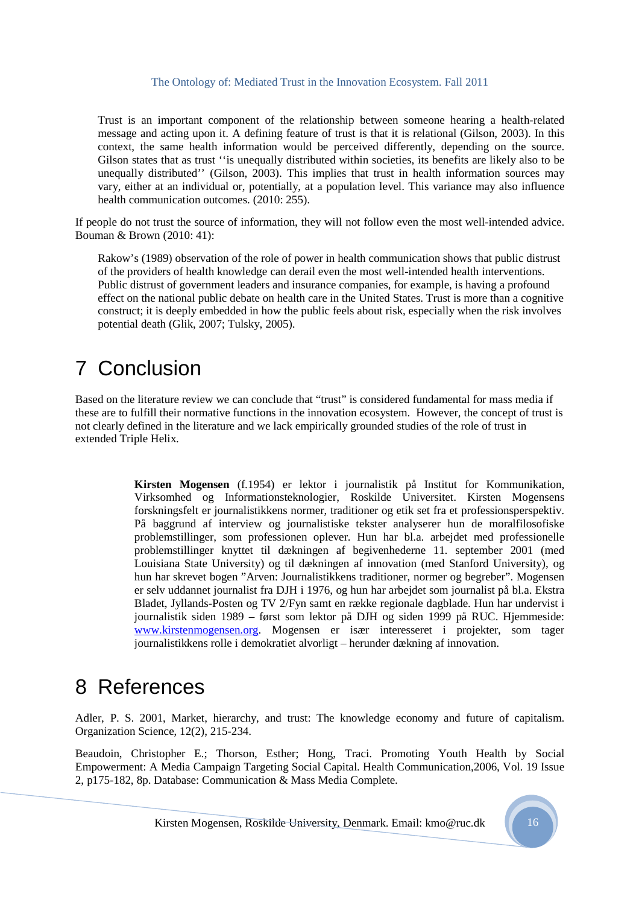> Trust is an important component of the relationship between someone hearing a health-related message and acting upon it. A defining feature of trust is that it is relational (Gilson, 2003). In this context, the same health information would be perceived differently, depending on the source. Gilson states that as trust ''is unequally distributed within societies, its benefits are likely also to be unequally distributed'' (Gilson, 2003). This implies that trust in health information sources may vary, either at an individual or, potentially, at a population level. This variance may also influence health communication outcomes. (2010: 255).

If people do not trust the source of information, they will not follow even the most well-intended advice. Bouman & Brown (2010: 41):

> Rakow's (1989) observation of the role of power in health communication shows that public distrust of the providers of health knowledge can derail even the most well-intended health interventions. Public distrust of government leaders and insurance companies, for example, is having a profound effect on the national public debate on health care in the United States. Trust is more than a cognitive construct; it is deeply embedded in how the public feels about risk, especially when the risk involves potential death (Glik, 2007; Tulsky, 2005).

# 7 Conclusion

Based on the literature review we can conclude that "trust" is considered fundamental for mass media if these are to fulfill their normative functions in the innovation ecosystem. However, the concept of trust is not clearly defined in the literature and we lack empirically grounded studies of the role of trust in extended Triple Helix.

> **Kirsten Mogensen** (f.1954) er lektor i journalistik på Institut for Kommunikation, Virksomhed og Informationsteknologier, Roskilde Universitet. Kirsten Mogensens forskningsfelt er journalistikkens normer, traditioner og etik set fra et professionsperspektiv. På baggrund af interview og journalistiske tekster analyserer hun de moralfilosofiske problemstillinger, som professionen oplever. Hun har bl.a. arbejdet med professionelle problemstillinger knyttet til dækningen af begivenhederne 11. september 2001 (med Louisiana State University) og til dækningen af innovation (med Stanford University), og hun har skrevet bogen "Arven: Journalistikkens traditioner, normer og begreber". Mogensen er selv uddannet journalist fra DJH i 1976, og hun har arbejdet som journalist på bl.a. Ekstra Bladet, Jyllands-Posten og TV 2/Fyn samt en række regionale dagblade. Hun har undervist i journalistik siden 1989 – først som lektor på DJH og siden 1999 på RUC. Hjemmeside: www.kirstenmogensen.org. Mogensen er især interesseret i projekter, som tager journalistikkens rolle i demokratiet alvorligt – herunder dækning af innovation.

# 8 References

Adler, P. S. 2001, Market, hierarchy, and trust: The knowledge economy and future of capitalism. Organization Science, 12(2), 215-234.

Beaudoin, Christopher E.; Thorson, Esther; Hong, Traci. Promoting Youth Health by Social Empowerment: A Media Campaign Targeting Social Capital. Health Communication,2006, Vol. 19 Issue 2, p175-182, 8p. Database: Communication & Mass Media Complete.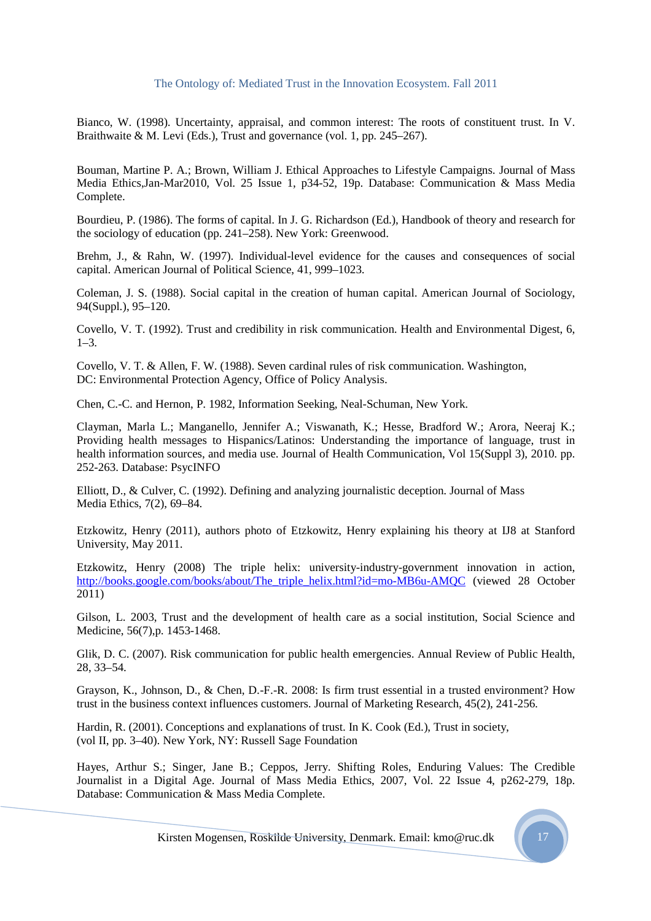Bianco, W. (1998). Uncertainty, appraisal, and common interest: The roots of constituent trust. In V. Braithwaite & M. Levi (Eds.), Trust and governance (vol. 1, pp. 245–267).

Bouman, Martine P. A.; Brown, William J. Ethical Approaches to Lifestyle Campaigns. Journal of Mass Media Ethics,Jan-Mar2010, Vol. 25 Issue 1, p34-52, 19p. Database: Communication & Mass Media Complete.

Bourdieu, P. (1986). The forms of capital. In J. G. Richardson (Ed.), Handbook of theory and research for the sociology of education (pp. 241–258). New York: Greenwood.

Brehm, J., & Rahn, W. (1997). Individual-level evidence for the causes and consequences of social capital. American Journal of Political Science, 41, 999–1023.

Coleman, J. S. (1988). Social capital in the creation of human capital. American Journal of Sociology, 94(Suppl.), 95–120.

Covello, V. T. (1992). Trust and credibility in risk communication. Health and Environmental Digest, 6, 1–3.

Covello, V. T. & Allen, F. W. (1988). Seven cardinal rules of risk communication. Washington, DC: Environmental Protection Agency, Office of Policy Analysis.

Chen, C.-C. and Hernon, P. 1982, Information Seeking, Neal-Schuman, New York.

Clayman, Marla L.; Manganello, Jennifer A.; Viswanath, K.; Hesse, Bradford W.; Arora, Neeraj K.; Providing health messages to Hispanics/Latinos: Understanding the importance of language, trust in health information sources, and media use. Journal of Health Communication, Vol 15(Suppl 3), 2010. pp. 252-263. Database: PsycINFO

Elliott, D., & Culver, C. (1992). Defining and analyzing journalistic deception. Journal of Mass Media Ethics, 7(2), 69–84.

Etzkowitz, Henry (2011), authors photo of Etzkowitz, Henry explaining his theory at IJ8 at Stanford University, May 2011.

Etzkowitz, Henry (2008) The triple helix: university-industry-government innovation in action, http://books.google.com/books/about/The_triple_helix.html?id=mo-MB6u-AMQC (viewed 28 October 2011)

Gilson, L. 2003, Trust and the development of health care as a social institution, Social Science and Medicine, 56(7),p. 1453-1468.

Glik, D. C. (2007). Risk communication for public health emergencies. Annual Review of Public Health, 28, 33–54.

Grayson, K., Johnson, D., & Chen, D.-F.-R. 2008: Is firm trust essential in a trusted environment? How trust in the business context influences customers. Journal of Marketing Research, 45(2), 241-256.

Hardin, R. (2001). Conceptions and explanations of trust. In K. Cook (Ed.), Trust in society, (vol II, pp. 3–40). New York, NY: Russell Sage Foundation

Hayes, Arthur S.; Singer, Jane B.; Ceppos, Jerry. Shifting Roles, Enduring Values: The Credible Journalist in a Digital Age. Journal of Mass Media Ethics, 2007, Vol. 22 Issue 4, p262-279, 18p. Database: Communication & Mass Media Complete.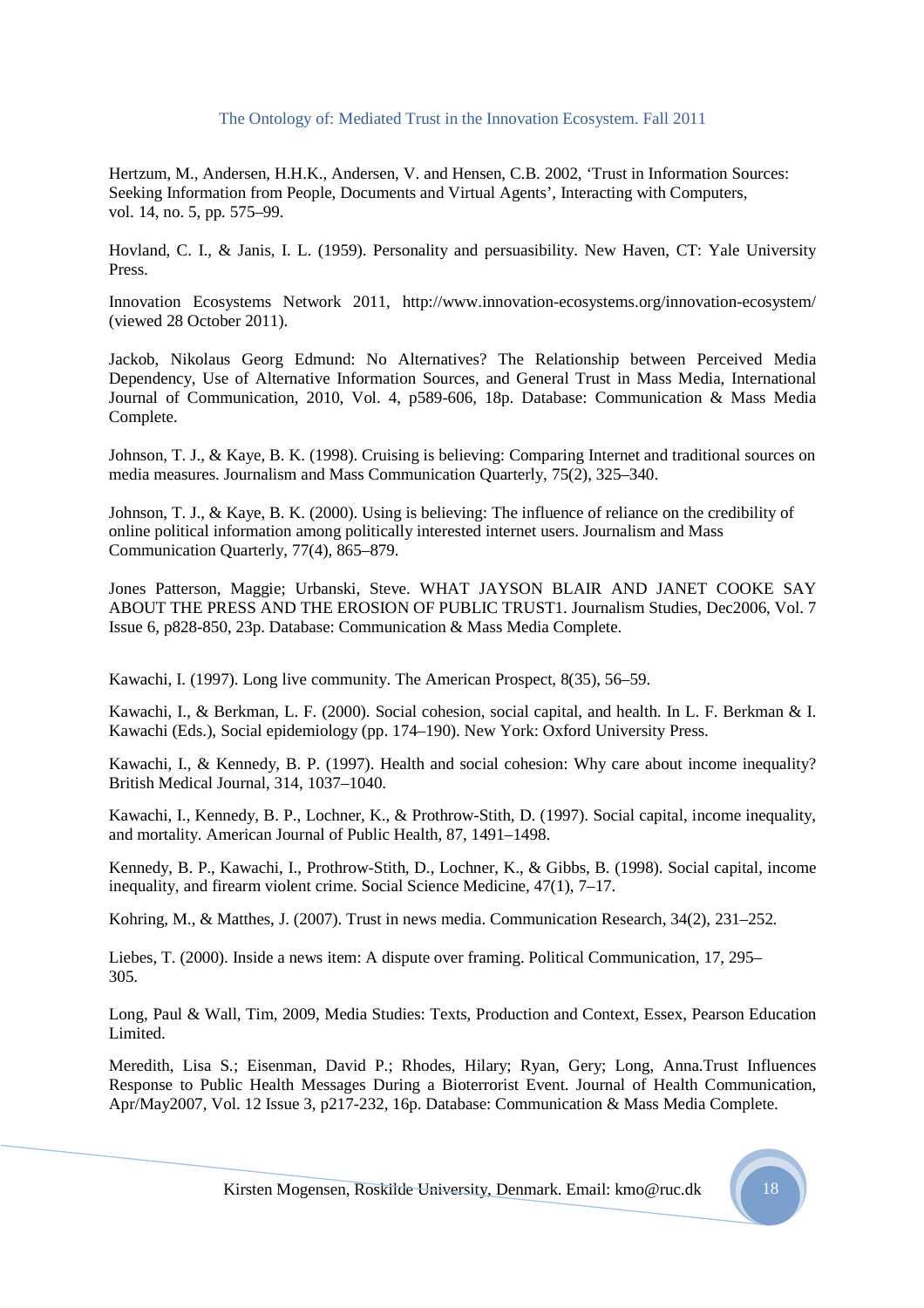Hertzum, M., Andersen, H.H.K., Andersen, V. and Hensen, C.B. 2002, 'Trust in Information Sources: Seeking Information from People, Documents and Virtual Agents', Interacting with Computers, vol. 14, no. 5, pp. 575–99.

Hovland, C. I., & Janis, I. L. (1959). Personality and persuasibility. New Haven, CT: Yale University Press.

Innovation Ecosystems Network 2011, http://www.innovation-ecosystems.org/innovation-ecosystem/ (viewed 28 October 2011).

Jackob, Nikolaus Georg Edmund: No Alternatives? The Relationship between Perceived Media Dependency, Use of Alternative Information Sources, and General Trust in Mass Media, International Journal of Communication, 2010, Vol. 4, p589-606, 18p. Database: Communication & Mass Media Complete.

Johnson, T. J., & Kaye, B. K. (1998). Cruising is believing: Comparing Internet and traditional sources on media measures. Journalism and Mass Communication Quarterly, 75(2), 325–340.

Johnson, T. J., & Kaye, B. K. (2000). Using is believing: The influence of reliance on the credibility of online political information among politically interested internet users. Journalism and Mass Communication Quarterly, 77(4), 865–879.

Jones Patterson, Maggie; Urbanski, Steve. WHAT JAYSON BLAIR AND JANET COOKE SAY ABOUT THE PRESS AND THE EROSION OF PUBLIC TRUST1. Journalism Studies, Dec2006, Vol. 7 Issue 6, p828-850, 23p. Database: Communication & Mass Media Complete.

Kawachi, I. (1997). Long live community. The American Prospect, 8(35), 56–59.

Kawachi, I., & Berkman, L. F. (2000). Social cohesion, social capital, and health. In L. F. Berkman & I. Kawachi (Eds.), Social epidemiology (pp. 174–190). New York: Oxford University Press.

Kawachi, I., & Kennedy, B. P. (1997). Health and social cohesion: Why care about income inequality? British Medical Journal, 314, 1037–1040.

Kawachi, I., Kennedy, B. P., Lochner, K., & Prothrow-Stith, D. (1997). Social capital, income inequality, and mortality. American Journal of Public Health, 87, 1491–1498.

Kennedy, B. P., Kawachi, I., Prothrow-Stith, D., Lochner, K., & Gibbs, B. (1998). Social capital, income inequality, and firearm violent crime. Social Science Medicine, 47(1), 7–17.

Kohring, M., & Matthes, J. (2007). Trust in news media. Communication Research, 34(2), 231–252.

Liebes, T. (2000). Inside a news item: A dispute over framing. Political Communication, 17, 295–305.

Long, Paul & Wall, Tim, 2009, Media Studies: Texts, Production and Context, Essex, Pearson Education Limited.

Meredith, Lisa S.; Eisenman, David P.; Rhodes, Hilary; Ryan, Gery; Long, Anna.Trust Influences Response to Public Health Messages During a Bioterrorist Event. Journal of Health Communication, Apr/May2007, Vol. 12 Issue 3, p217-232, 16p. Database: Communication & Mass Media Complete.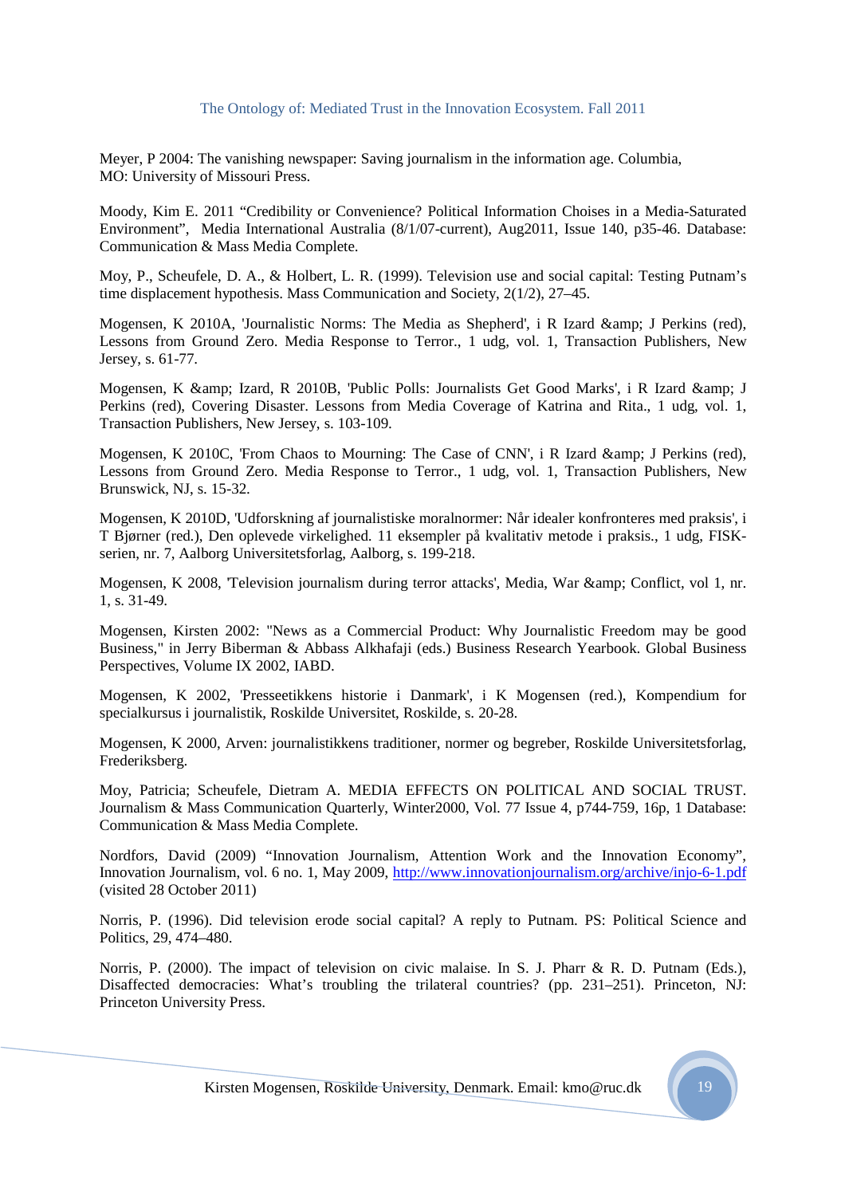Meyer, P 2004: The vanishing newspaper: Saving journalism in the information age. Columbia, MO: University of Missouri Press.

Moody, Kim E. 2011 "Credibility or Convenience? Political Information Choises in a Media-Saturated Environment", Media International Australia (8/1/07-current), Aug2011, Issue 140, p35-46. Database: Communication & Mass Media Complete.

Moy, P., Scheufele, D. A., & Holbert, L. R. (1999). Television use and social capital: Testing Putnam's time displacement hypothesis. Mass Communication and Society, 2(1/2), 27–45.

Mogensen, K 2010A, 'Journalistic Norms: The Media as Shepherd', i R Izard &amp; J Perkins (red), Lessons from Ground Zero. Media Response to Terror., 1 udg, vol. 1, Transaction Publishers, New Jersey, s. 61-77.

Mogensen, K &amp; Izard, R 2010B, 'Public Polls: Journalists Get Good Marks', i R Izard &amp; J Perkins (red), Covering Disaster. Lessons from Media Coverage of Katrina and Rita., 1 udg, vol. 1, Transaction Publishers, New Jersey, s. 103-109.

Mogensen, K 2010C, 'From Chaos to Mourning: The Case of CNN', i R Izard &amp; J Perkins (red), Lessons from Ground Zero. Media Response to Terror., 1 udg, vol. 1, Transaction Publishers, New Brunswick, NJ, s. 15-32.

Mogensen, K 2010D, 'Udforskning af journalistiske moralnormer: Når idealer konfronteres med praksis', i T Bjørner (red.), Den oplevede virkelighed. 11 eksempler på kvalitativ metode i praksis., 1 udg, FISK-serien, nr. 7, Aalborg Universitetsforlag, Aalborg, s. 199-218.

Mogensen, K 2008, 'Television journalism during terror attacks', Media, War &amp; Conflict, vol 1, nr. 1, s. 31-49.

Mogensen, Kirsten 2002: "News as a Commercial Product: Why Journalistic Freedom may be good Business," in Jerry Biberman & Abbass Alkhafaji (eds.) Business Research Yearbook. Global Business Perspectives, Volume IX 2002, IABD.

Mogensen, K 2002, 'Presseetikkens historie i Danmark', i K Mogensen (red.), Kompendium for specialkursus i journalistik, Roskilde Universitet, Roskilde, s. 20-28.

Mogensen, K 2000, Arven: journalistikkens traditioner, normer og begreber, Roskilde Universitetsforlag, Frederiksberg.

Moy, Patricia; Scheufele, Dietram A. MEDIA EFFECTS ON POLITICAL AND SOCIAL TRUST. Journalism & Mass Communication Quarterly, Winter2000, Vol. 77 Issue 4, p744-759, 16p, 1 Database: Communication & Mass Media Complete.

Nordfors, David (2009) "Innovation Journalism, Attention Work and the Innovation Economy", Innovation Journalism, vol. 6 no. 1, May 2009, http://www.innovationjournalism.org/archive/injo-6-1.pdf (visited 28 October 2011)

Norris, P. (1996). Did television erode social capital? A reply to Putnam. PS: Political Science and Politics, 29, 474–480.

Norris, P. (2000). The impact of television on civic malaise. In S. J. Pharr & R. D. Putnam (Eds.), Disaffected democracies: What's troubling the trilateral countries? (pp. 231–251). Princeton, NJ: Princeton University Press.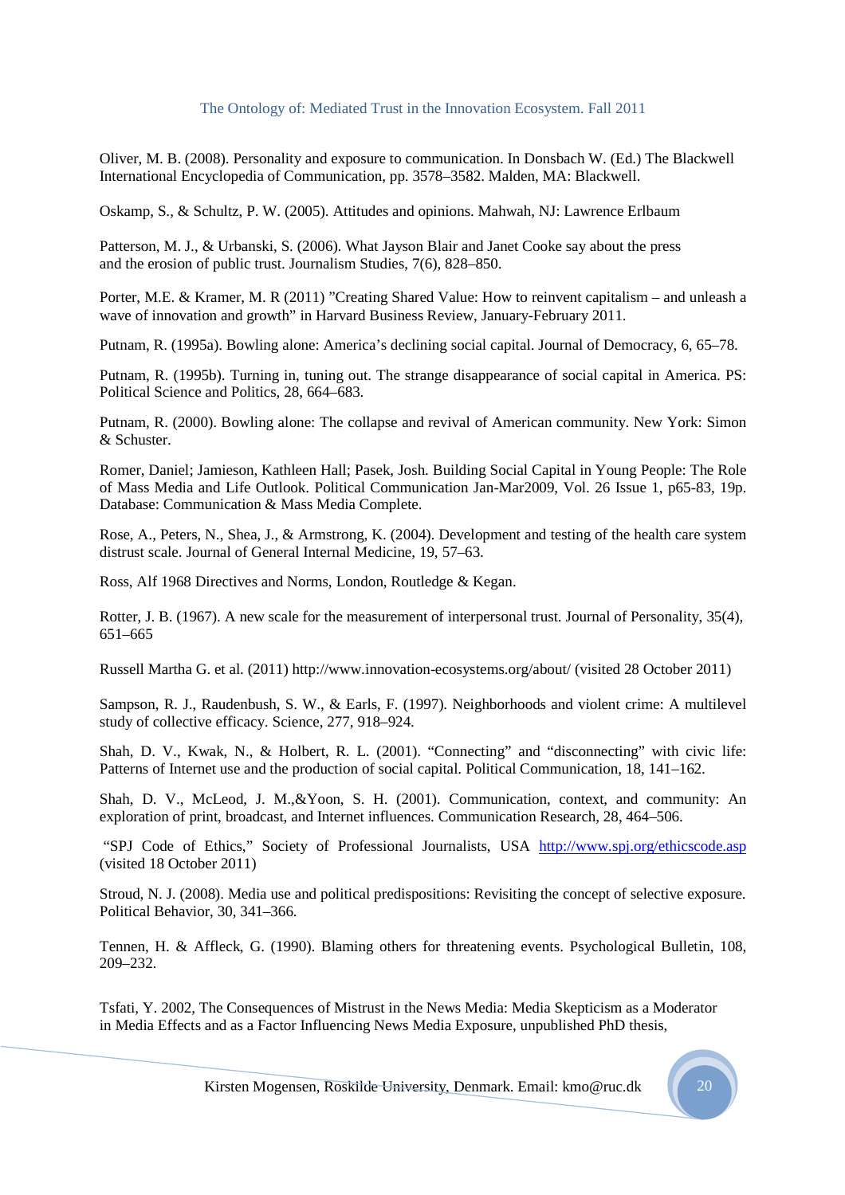Oliver, M. B. (2008). Personality and exposure to communication. In Donsbach W. (Ed.) The Blackwell International Encyclopedia of Communication, pp. 3578–3582. Malden, MA: Blackwell.

Oskamp, S., & Schultz, P. W. (2005). Attitudes and opinions. Mahwah, NJ: Lawrence Erlbaum

Patterson, M. J., & Urbanski, S. (2006). What Jayson Blair and Janet Cooke say about the press and the erosion of public trust. Journalism Studies, 7(6), 828–850.

Porter, M.E. & Kramer, M. R (2011) "Creating Shared Value: How to reinvent capitalism – and unleash a wave of innovation and growth" in Harvard Business Review, January-February 2011.

Putnam, R. (1995a). Bowling alone: America's declining social capital. Journal of Democracy, 6, 65–78.

Putnam, R. (1995b). Turning in, tuning out. The strange disappearance of social capital in America. PS: Political Science and Politics, 28, 664–683.

Putnam, R. (2000). Bowling alone: The collapse and revival of American community. New York: Simon & Schuster.

Romer, Daniel; Jamieson, Kathleen Hall; Pasek, Josh. Building Social Capital in Young People: The Role of Mass Media and Life Outlook. Political Communication Jan-Mar2009, Vol. 26 Issue 1, p65-83, 19p. Database: Communication & Mass Media Complete.

Rose, A., Peters, N., Shea, J., & Armstrong, K. (2004). Development and testing of the health care system distrust scale. Journal of General Internal Medicine, 19, 57–63.

Ross, Alf 1968 Directives and Norms, London, Routledge & Kegan.

Rotter, J. B. (1967). A new scale for the measurement of interpersonal trust. Journal of Personality, 35(4), 651–665

Russell Martha G. et al. (2011) http://www.innovation-ecosystems.org/about/ (visited 28 October 2011)

Sampson, R. J., Raudenbush, S. W., & Earls, F. (1997). Neighborhoods and violent crime: A multilevel study of collective efficacy. Science, 277, 918–924.

Shah, D. V., Kwak, N., & Holbert, R. L. (2001). "Connecting" and "disconnecting" with civic life: Patterns of Internet use and the production of social capital. Political Communication, 18, 141–162.

Shah, D. V., McLeod, J. M.,&Yoon, S. H. (2001). Communication, context, and community: An exploration of print, broadcast, and Internet influences. Communication Research, 28, 464–506.

"SPJ Code of Ethics," Society of Professional Journalists, USA http://www.spj.org/ethicscode.asp (visited 18 October 2011)

Stroud, N. J. (2008). Media use and political predispositions: Revisiting the concept of selective exposure. Political Behavior, 30, 341–366.

Tennen, H. & Affleck, G. (1990). Blaming others for threatening events. Psychological Bulletin, 108, 209–232.

Tsfati, Y. 2002, The Consequences of Mistrust in the News Media: Media Skepticism as a Moderator in Media Effects and as a Factor Influencing News Media Exposure, unpublished PhD thesis,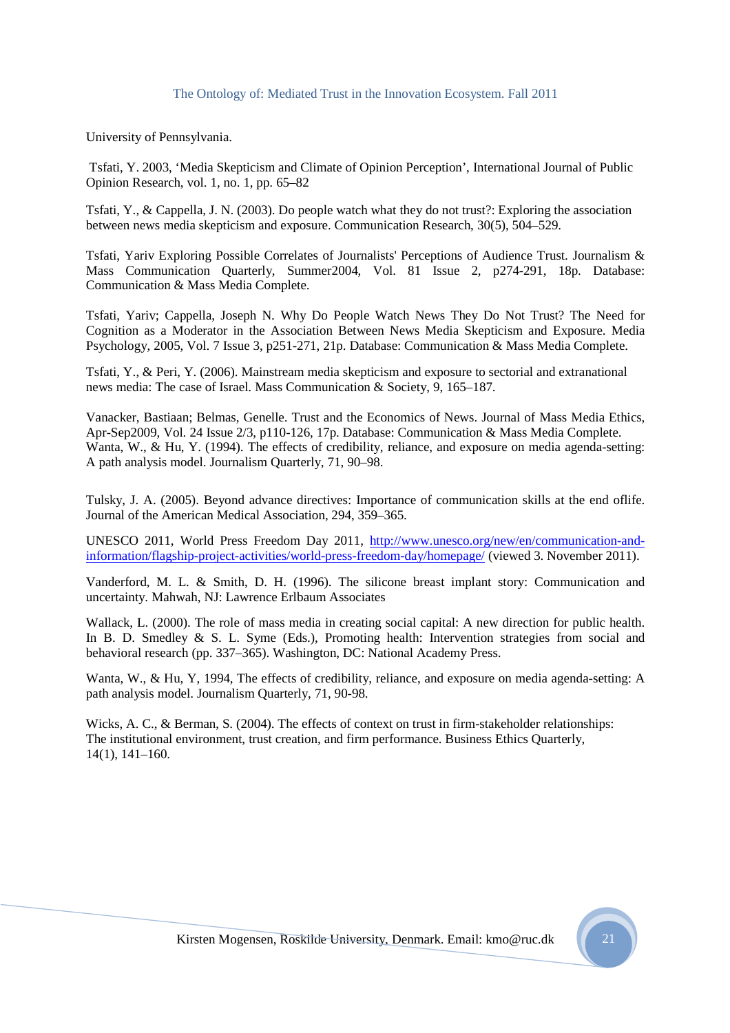University of Pennsylvania.

Tsfati, Y. 2003, 'Media Skepticism and Climate of Opinion Perception', International Journal of Public Opinion Research, vol. 1, no. 1, pp. 65–82

Tsfati, Y., & Cappella, J. N. (2003). Do people watch what they do not trust?: Exploring the association between news media skepticism and exposure. Communication Research, 30(5), 504–529.

Tsfati, Yariv Exploring Possible Correlates of Journalists' Perceptions of Audience Trust. Journalism & Mass Communication Quarterly, Summer2004, Vol. 81 Issue 2, p274-291, 18p. Database: Communication & Mass Media Complete.

Tsfati, Yariv; Cappella, Joseph N. Why Do People Watch News They Do Not Trust? The Need for Cognition as a Moderator in the Association Between News Media Skepticism and Exposure. Media Psychology, 2005, Vol. 7 Issue 3, p251-271, 21p. Database: Communication & Mass Media Complete.

Tsfati, Y., & Peri, Y. (2006). Mainstream media skepticism and exposure to sectorial and extranational news media: The case of Israel. Mass Communication & Society, 9, 165–187.

Vanacker, Bastiaan; Belmas, Genelle. Trust and the Economics of News. Journal of Mass Media Ethics, Apr-Sep2009, Vol. 24 Issue 2/3, p110-126, 17p. Database: Communication & Mass Media Complete.
Wanta, W., & Hu, Y. (1994). The effects of credibility, reliance, and exposure on media agenda-setting: A path analysis model. Journalism Quarterly, 71, 90–98.

Tulsky, J. A. (2005). Beyond advance directives: Importance of communication skills at the end oflife. Journal of the American Medical Association, 294, 359–365.

UNESCO 2011, World Press Freedom Day 2011, http://www.unesco.org/new/en/communication-and-information/flagship-project-activities/world-press-freedom-day/homepage/ (viewed 3. November 2011).

Vanderford, M. L. & Smith, D. H. (1996). The silicone breast implant story: Communication and uncertainty. Mahwah, NJ: Lawrence Erlbaum Associates

Wallack, L. (2000). The role of mass media in creating social capital: A new direction for public health. In B. D. Smedley & S. L. Syme (Eds.), Promoting health: Intervention strategies from social and behavioral research (pp. 337–365). Washington, DC: National Academy Press.

Wanta, W., & Hu, Y, 1994, The effects of credibility, reliance, and exposure on media agenda-setting: A path analysis model. Journalism Quarterly, 71, 90-98.

Wicks, A. C., & Berman, S. (2004). The effects of context on trust in firm-stakeholder relationships: The institutional environment, trust creation, and firm performance. Business Ethics Quarterly, 14(1), 141–160.